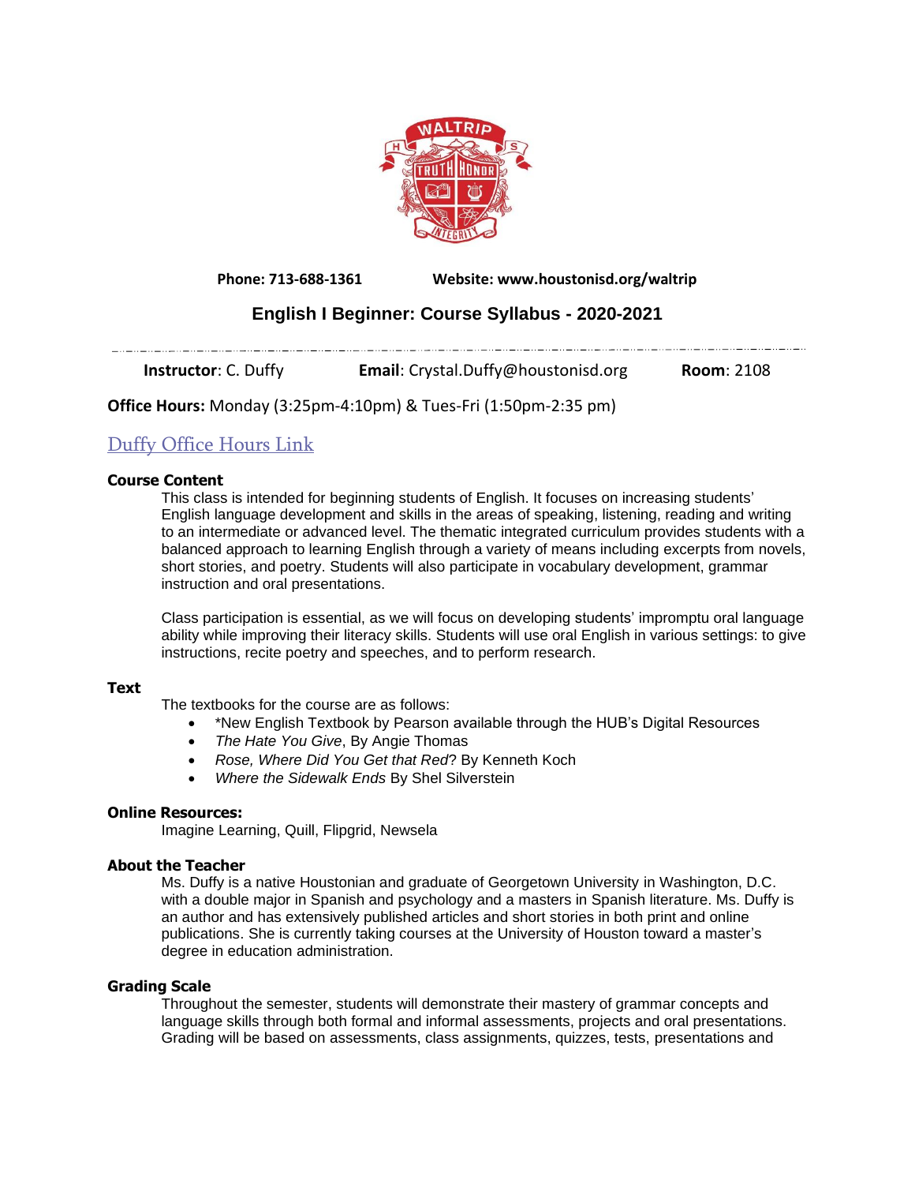**Phone: 713-688-1361** **Website: www.houstonisd.org/waltrip**

# English I Beginner: Course Syllabus - 2020-2021

**Instructor**: C. Duffy **Email**: Crystal.Duffy@houstonisd.org **Room**: 2108

**Office Hours:** Monday (3:25pm-4:10pm) & Tues-Fri (1:50pm-2:35 pm)

Duffy Office Hours Link

### Course Content

This class is intended for beginning students of English. It focuses on increasing students' English language development and skills in the areas of speaking, listening, reading and writing to an intermediate or advanced level. The thematic integrated curriculum provides students with a balanced approach to learning English through a variety of means including excerpts from novels, short stories, and poetry. Students will also participate in vocabulary development, grammar instruction and oral presentations.

Class participation is essential, as we will focus on developing students' impromptu oral language ability while improving their literacy skills. Students will use oral English in various settings: to give instructions, recite poetry and speeches, and to perform research.

### Text

The textbooks for the course are as follows:

- *New English Textbook by Pearson available through the HUB's Digital Resources
- *The Hate You Give*, By Angie Thomas
- *Rose, Where Did You Get that Red*? By Kenneth Koch
- *Where the Sidewalk Ends* By Shel Silverstein

### Online Resources:

Imagine Learning, Quill, Flipgrid, Newsela

### About the Teacher

Ms. Duffy is a native Houstonian and graduate of Georgetown University in Washington, D.C. with a double major in Spanish and psychology and a masters in Spanish literature. Ms. Duffy is an author and has extensively published articles and short stories in both print and online publications. She is currently taking courses at the University of Houston toward a master's degree in education administration.

### Grading Scale

Throughout the semester, students will demonstrate their mastery of grammar concepts and language skills through both formal and informal assessments, projects and oral presentations. Grading will be based on assessments, class assignments, quizzes, tests, presentations and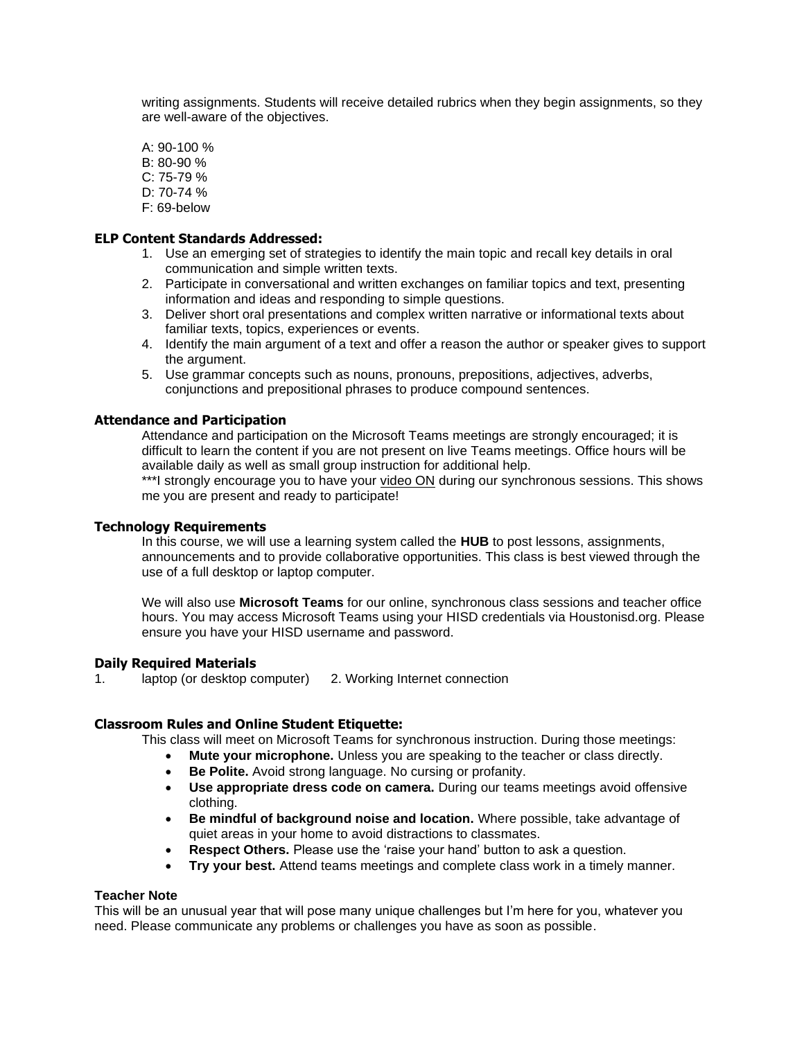writing assignments. Students will receive detailed rubrics when they begin assignments, so they are well-aware of the objectives.

A: 90-100 %
B: 80-90 %
C: 75-79 %
D: 70-74 %
F: 69-below

### ELP Content Standards Addressed:

1. Use an emerging set of strategies to identify the main topic and recall key details in oral communication and simple written texts.
2. Participate in conversational and written exchanges on familiar topics and text, presenting information and ideas and responding to simple questions.
3. Deliver short oral presentations and complex written narrative or informational texts about familiar texts, topics, experiences or events.
4. Identify the main argument of a text and offer a reason the author or speaker gives to support the argument.
5. Use grammar concepts such as nouns, pronouns, prepositions, adjectives, adverbs, conjunctions and prepositional phrases to produce compound sentences.

### Attendance and Participation

Attendance and participation on the Microsoft Teams meetings are strongly encouraged; it is difficult to learn the content if you are not present on live Teams meetings. Office hours will be available daily as well as small group instruction for additional help.
***I strongly encourage you to have your <u>video ON</u> during our synchronous sessions. This shows me you are present and ready to participate!

### Technology Requirements

In this course, we will use a learning system called the **HUB** to post lessons, assignments, announcements and to provide collaborative opportunities. This class is best viewed through the use of a full desktop or laptop computer.

We will also use **Microsoft Teams** for our online, synchronous class sessions and teacher office hours. You may access Microsoft Teams using your HISD credentials via Houstonisd.org. Please ensure you have your HISD username and password.

### Daily Required Materials

1. laptop (or desktop computer) 2. Working Internet connection

### Classroom Rules and Online Student Etiquette:

This class will meet on Microsoft Teams for synchronous instruction. During those meetings:

- **Mute your microphone.** Unless you are speaking to the teacher or class directly.
- **Be Polite.** Avoid strong language. No cursing or profanity.
- **Use appropriate dress code on camera.** During our teams meetings avoid offensive clothing.
- **Be mindful of background noise and location.** Where possible, take advantage of quiet areas in your home to avoid distractions to classmates.
- **Respect Others.** Please use the 'raise your hand' button to ask a question.
- **Try your best.** Attend teams meetings and complete class work in a timely manner.

### Teacher Note

This will be an unusual year that will pose many unique challenges but I'm here for you, whatever you need. Please communicate any problems or challenges you have as soon as possible.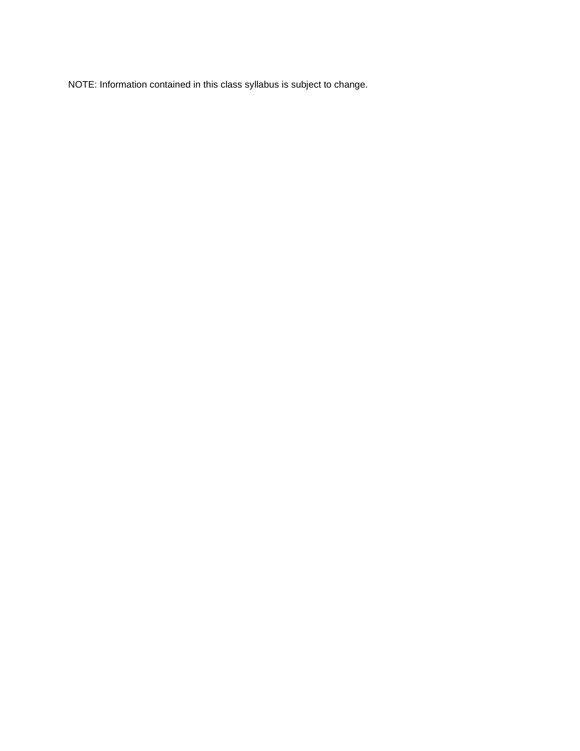NOTE: Information contained in this class syllabus is subject to change.